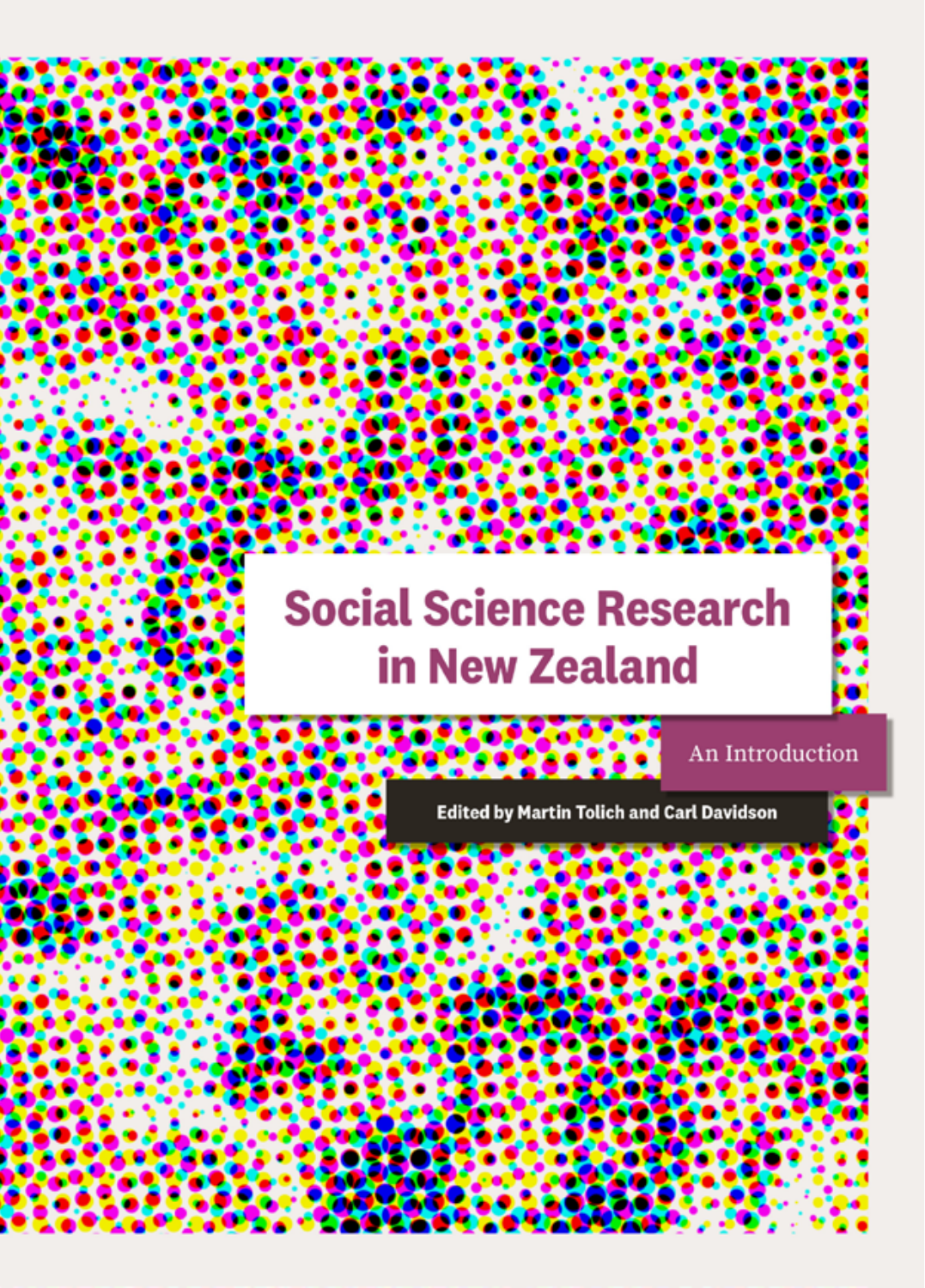# Social Science Research in New Zealand

## An Introduction

**Edited by Martin Tolich and Carl Davidson**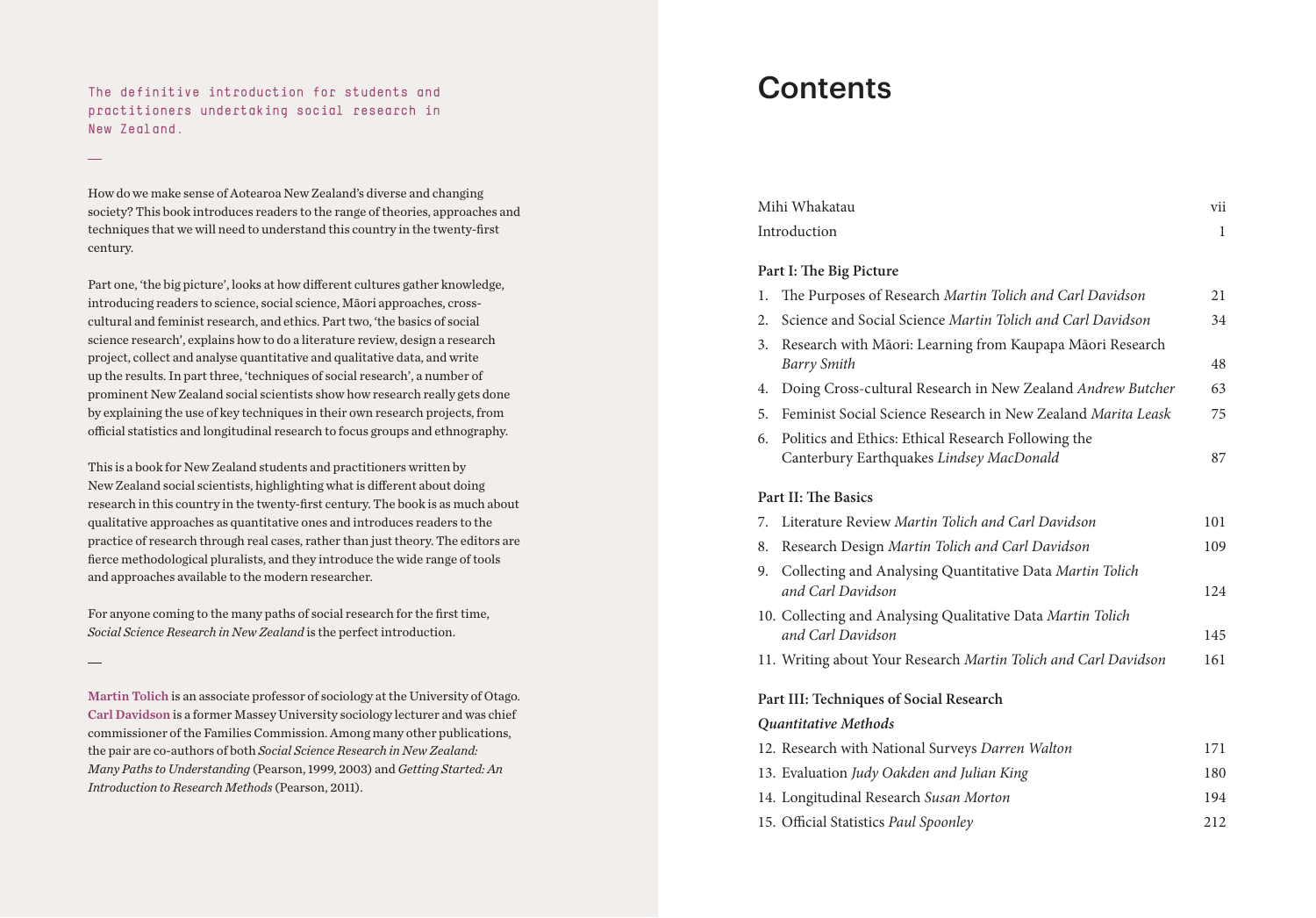The definitive introduction for students and practitioners undertaking social research in New Zealand.

—

How do we make sense of Aotearoa New Zealand's diverse and changing society? This book introduces readers to the range of theories, approaches and techniques that we will need to understand this country in the twenty-first century.

Part one, 'the big picture', looks at how different cultures gather knowledge, introducing readers to science, social science, Māori approaches, cross-cultural and feminist research, and ethics. Part two, 'the basics of social science research', explains how to do a literature review, design a research project, collect and analyse quantitative and qualitative data, and write up the results. In part three, 'techniques of social research', a number of prominent New Zealand social scientists show how research really gets done by explaining the use of key techniques in their own research projects, from official statistics and longitudinal research to focus groups and ethnography.

This is a book for New Zealand students and practitioners written by New Zealand social scientists, highlighting what is different about doing research in this country in the twenty-first century. The book is as much about qualitative approaches as quantitative ones and introduces readers to the practice of research through real cases, rather than just theory. The editors are fierce methodological pluralists, and they introduce the wide range of tools and approaches available to the modern researcher.

For anyone coming to the many paths of social research for the first time, *Social Science Research in New Zealand* is the perfect introduction.

—

**Martin Tolich** is an associate professor of sociology at the University of Otago. **Carl Davidson** is a former Massey University sociology lecturer and was chief commissioner of the Families Commission. Among many other publications, the pair are co-authors of both *Social Science Research in New Zealand: Many Paths to Understanding* (Pearson, 1999, 2003) and *Getting Started: An Introduction to Research Methods* (Pearson, 2011).

# Contents

| | |
|---|---|
| Mihi Whakatau | vii |
| Introduction | 1 |
| **Part I: The Big Picture** | |
| 1. The Purposes of Research *Martin Tolich and Carl Davidson* | 21 |
| 2. Science and Social Science *Martin Tolich and Carl Davidson* | 34 |
| 3. Research with Māori: Learning from Kaupapa Māori Research *Barry Smith* | 48 |
| 4. Doing Cross-cultural Research in New Zealand *Andrew Butcher* | 63 |
| 5. Feminist Social Science Research in New Zealand *Marita Leask* | 75 |
| 6. Politics and Ethics: Ethical Research Following the Canterbury Earthquakes *Lindsey MacDonald* | 87 |
| **Part II: The Basics** | |
| 7. Literature Review *Martin Tolich and Carl Davidson* | 101 |
| 8. Research Design *Martin Tolich and Carl Davidson* | 109 |
| 9. Collecting and Analysing Quantitative Data *Martin Tolich and Carl Davidson* | 124 |
| 10. Collecting and Analysing Qualitative Data *Martin Tolich and Carl Davidson* | 145 |
| 11. Writing about Your Research *Martin Tolich and Carl Davidson* | 161 |
| **Part III: Techniques of Social Research** | |
| ***Quantitative Methods*** | |
| 12. Research with National Surveys *Darren Walton* | 171 |
| 13. Evaluation *Judy Oakden and Julian King* | 180 |
| 14. Longitudinal Research *Susan Morton* | 194 |
| 15. Official Statistics *Paul Spoonley* | 212 |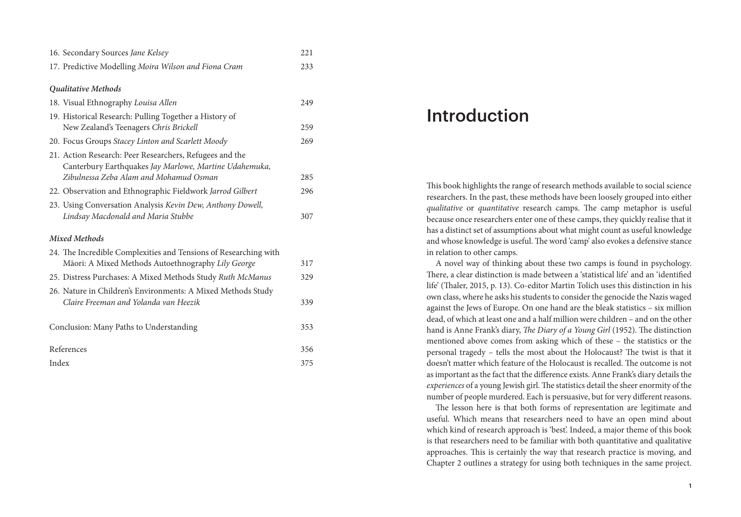16. Secondary Sources *Jane Kelsey* 221
17. Predictive Modelling *Moira Wilson and Fiona Cram* 233

***Qualitative Methods***

18. Visual Ethnography *Louisa Allen* 249
19. Historical Research: Pulling Together a History of New Zealand's Teenagers *Chris Brickell* 259
20. Focus Groups *Stacey Linton and Scarlett Moody* 269
21. Action Research: Peer Researchers, Refugees and the Canterbury Earthquakes *Jay Marlowe, Martine Udahemuka, Zibulnessa Zeba Alam and Mohamud Osman* 285
22. Observation and Ethnographic Fieldwork *Jarrod Gilbert* 296
23. Using Conversation Analysis *Kevin Dew, Anthony Dowell, Lindsay Macdonald and Maria Stubbe* 307

***Mixed Methods***

24. The Incredible Complexities and Tensions of Researching with Māori: A Mixed Methods Autoethnography *Lily George* 317
25. Distress Purchases: A Mixed Methods Study *Ruth McManus* 329
26. Nature in Children's Environments: A Mixed Methods Study *Claire Freeman and Yolanda van Heezik* 339

Conclusion: Many Paths to Understanding 353

References 356

Index 375

# Introduction

This book highlights the range of research methods available to social science researchers. In the past, these methods have been loosely grouped into either *qualitative* or *quantitative* research camps. The camp metaphor is useful because once researchers enter one of these camps, they quickly realise that it has a distinct set of assumptions about what might count as useful knowledge and whose knowledge is useful. The word 'camp' also evokes a defensive stance in relation to other camps.

A novel way of thinking about these two camps is found in psychology. There, a clear distinction is made between a 'statistical life' and an 'identified life' (Thaler, 2015, p. 13). Co-editor Martin Tolich uses this distinction in his own class, where he asks his students to consider the genocide the Nazis waged against the Jews of Europe. On one hand are the bleak statistics – six million dead, of which at least one and a half million were children – and on the other hand is Anne Frank's diary, *The Diary of a Young Girl* (1952). The distinction mentioned above comes from asking which of these – the statistics or the personal tragedy – tells the most about the Holocaust? The twist is that it doesn't matter which feature of the Holocaust is recalled. The outcome is not as important as the fact that the difference exists. Anne Frank's diary details the *experiences* of a young Jewish girl. The statistics detail the sheer enormity of the number of people murdered. Each is persuasive, but for very different reasons.

The lesson here is that both forms of representation are legitimate and useful. Which means that researchers need to have an open mind about which kind of research approach is 'best'. Indeed, a major theme of this book is that researchers need to be familiar with both quantitative and qualitative approaches. This is certainly the way that research practice is moving, and Chapter 2 outlines a strategy for using both techniques in the same project.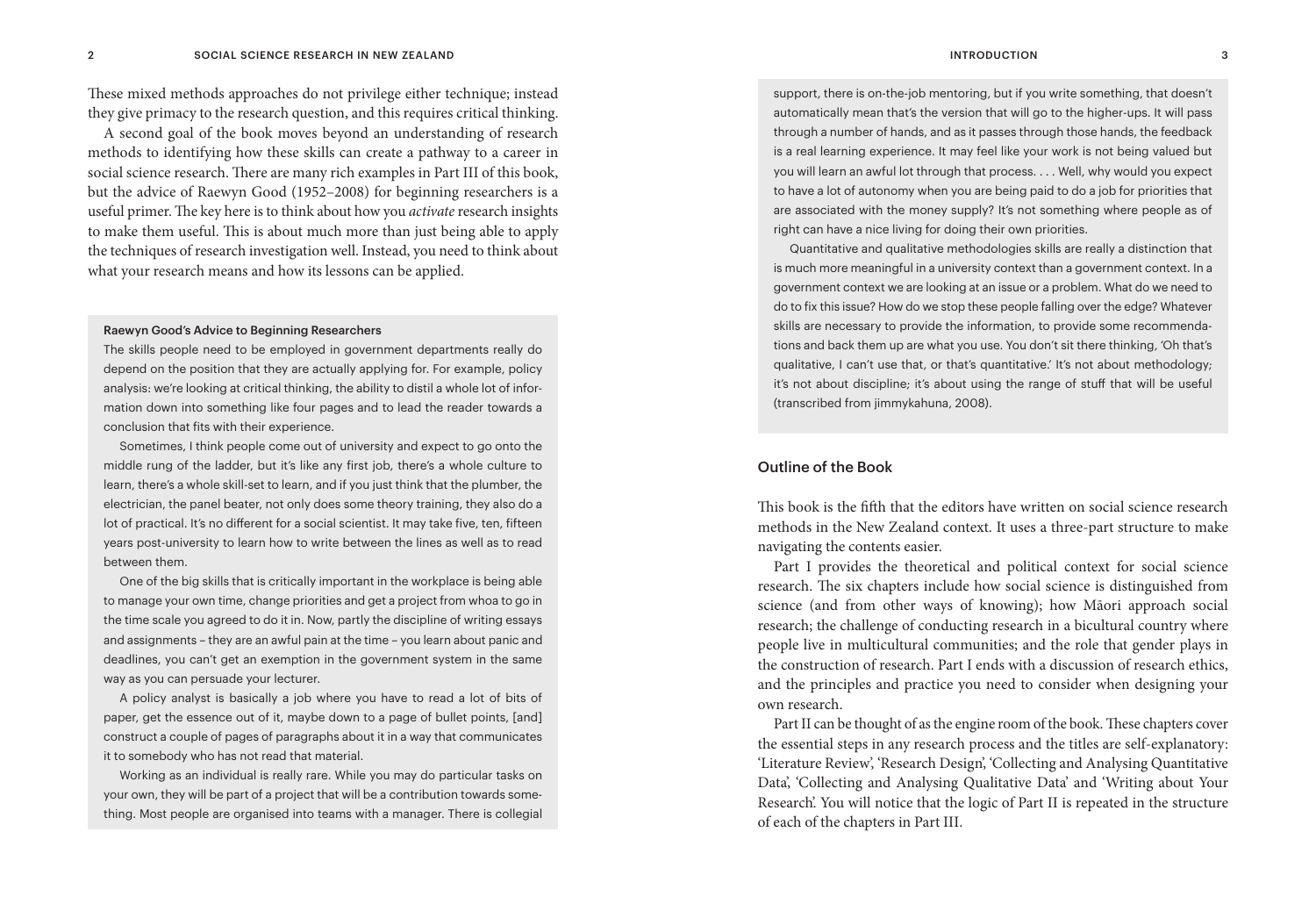These mixed methods approaches do not privilege either technique; instead they give primacy to the research question, and this requires critical thinking.

A second goal of the book moves beyond an understanding of research methods to identifying how these skills can create a pathway to a career in social science research. There are many rich examples in Part III of this book, but the advice of Raewyn Good (1952–2008) for beginning researchers is a useful primer. The key here is to think about how you *activate* research insights to make them useful. This is about much more than just being able to apply the techniques of research investigation well. Instead, you need to think about what your research means and how its lessons can be applied.

> **Raewyn Good's Advice to Beginning Researchers**
>
> The skills people need to be employed in government departments really do depend on the position that they are actually applying for. For example, policy analysis: we're looking at critical thinking, the ability to distil a whole lot of information down into something like four pages and to lead the reader towards a conclusion that fits with their experience.
>
> Sometimes, I think people come out of university and expect to go onto the middle rung of the ladder, but it's like any first job, there's a whole culture to learn, there's a whole skill-set to learn, and if you just think that the plumber, the electrician, the panel beater, not only does some theory training, they also do a lot of practical. It's no different for a social scientist. It may take five, ten, fifteen years post-university to learn how to write between the lines as well as to read between them.
>
> One of the big skills that is critically important in the workplace is being able to manage your own time, change priorities and get a project from whoa to go in the time scale you agreed to do it in. Now, partly the discipline of writing essays and assignments – they are an awful pain at the time – you learn about panic and deadlines, you can't get an exemption in the government system in the same way as you can persuade your lecturer.
>
> A policy analyst is basically a job where you have to read a lot of bits of paper, get the essence out of it, maybe down to a page of bullet points, [and] construct a couple of pages of paragraphs about it in a way that communicates it to somebody who has not read that material.
>
> Working as an individual is really rare. While you may do particular tasks on your own, they will be part of a project that will be a contribution towards something. Most people are organised into teams with a manager. There is collegial support, there is on-the-job mentoring, but if you write something, that doesn't automatically mean that's the version that will go to the higher-ups. It will pass through a number of hands, and as it passes through those hands, the feedback is a real learning experience. It may feel like your work is not being valued but you will learn an awful lot through that process. . . . Well, why would you expect to have a lot of autonomy when you are being paid to do a job for priorities that are associated with the money supply? It's not something where people as of right can have a nice living for doing their own priorities.
>
> Quantitative and qualitative methodologies skills are really a distinction that is much more meaningful in a university context than a government context. In a government context we are looking at an issue or a problem. What do we need to do to fix this issue? How do we stop these people falling over the edge? Whatever skills are necessary to provide the information, to provide some recommendations and back them up are what you use. You don't sit there thinking, 'Oh that's qualitative, I can't use that, or that's quantitative.' It's not about methodology; it's not about discipline; it's about using the range of stuff that will be useful (transcribed from jimmykahuna, 2008).

## Outline of the Book

This book is the fifth that the editors have written on social science research methods in the New Zealand context. It uses a three-part structure to make navigating the contents easier.

Part I provides the theoretical and political context for social science research. The six chapters include how social science is distinguished from science (and from other ways of knowing); how Māori approach social research; the challenge of conducting research in a bicultural country where people live in multicultural communities; and the role that gender plays in the construction of research. Part I ends with a discussion of research ethics, and the principles and practice you need to consider when designing your own research.

Part II can be thought of as the engine room of the book. These chapters cover the essential steps in any research process and the titles are self-explanatory: 'Literature Review', 'Research Design', 'Collecting and Analysing Quantitative Data', 'Collecting and Analysing Qualitative Data' and 'Writing about Your Research'. You will notice that the logic of Part II is repeated in the structure of each of the chapters in Part III.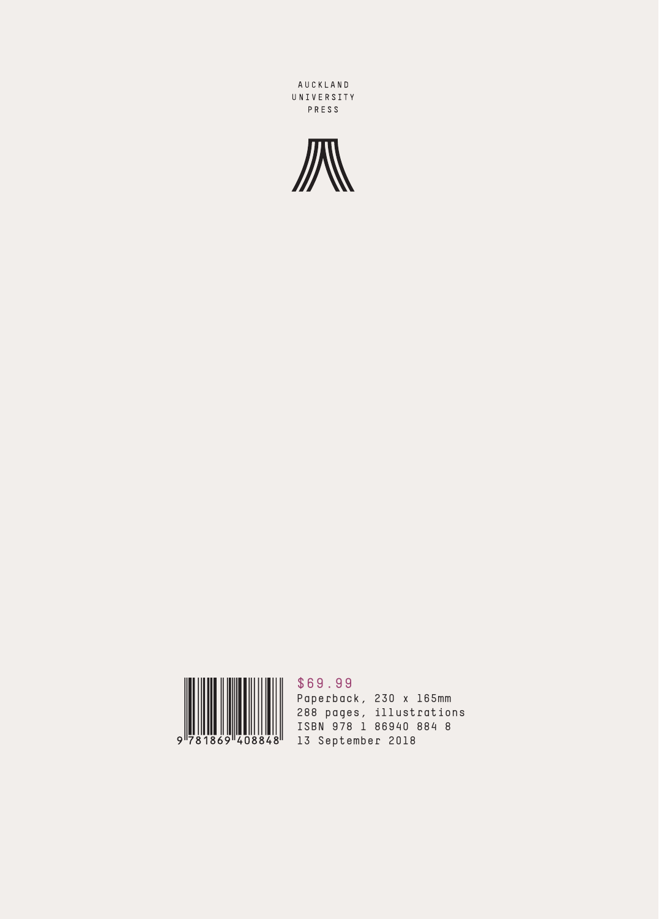AUCKLAND
UNIVERSITY
PRESS

9 781869 408848

$69.99
Paperback, 230 x 165mm
288 pages, illustrations
ISBN 978 1 86940 884 8
13 September 2018